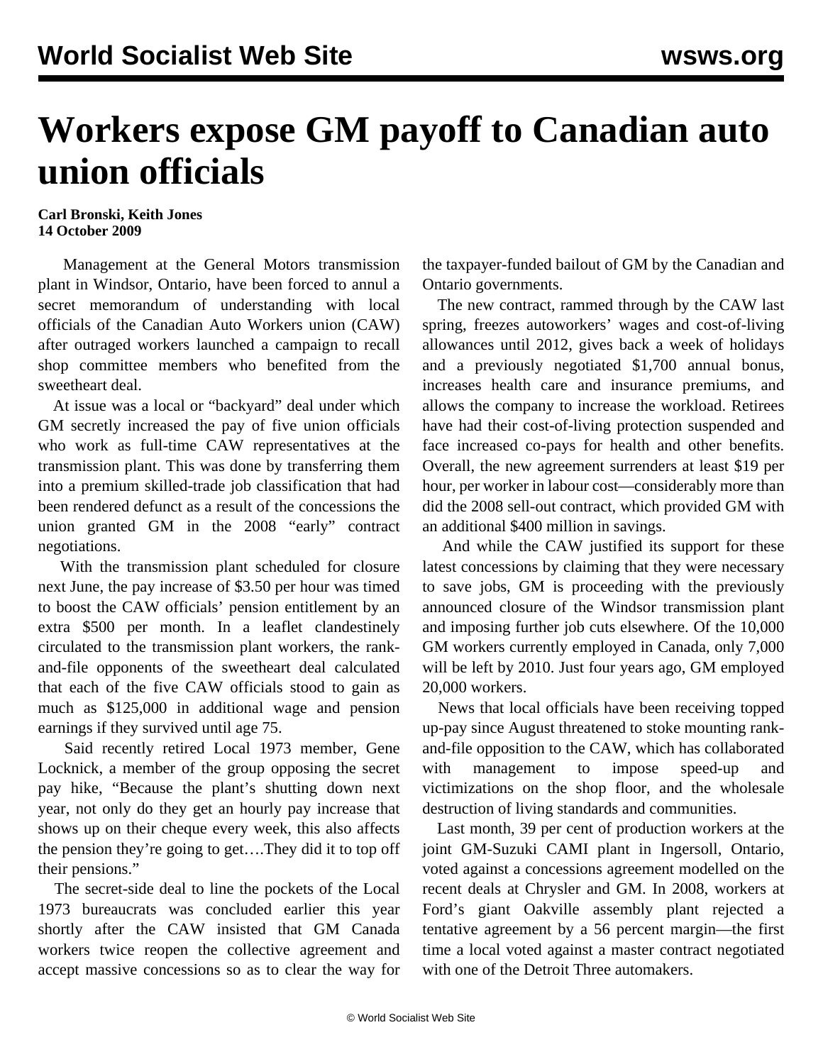# Workers expose GM payoff to Canadian auto union officials

**Carl Bronski, Keith Jones**
**14 October 2009**

Management at the General Motors transmission plant in Windsor, Ontario, have been forced to annul a secret memorandum of understanding with local officials of the Canadian Auto Workers union (CAW) after outraged workers launched a campaign to recall shop committee members who benefited from the sweetheart deal.

At issue was a local or "backyard" deal under which GM secretly increased the pay of five union officials who work as full-time CAW representatives at the transmission plant. This was done by transferring them into a premium skilled-trade job classification that had been rendered defunct as a result of the concessions the union granted GM in the 2008 "early" contract negotiations.

With the transmission plant scheduled for closure next June, the pay increase of $3.50 per hour was timed to boost the CAW officials' pension entitlement by an extra $500 per month. In a leaflet clandestinely circulated to the transmission plant workers, the rank-and-file opponents of the sweetheart deal calculated that each of the five CAW officials stood to gain as much as $125,000 in additional wage and pension earnings if they survived until age 75.

Said recently retired Local 1973 member, Gene Locknick, a member of the group opposing the secret pay hike, "Because the plant's shutting down next year, not only do they get an hourly pay increase that shows up on their cheque every week, this also affects the pension they're going to get….They did it to top off their pensions."

The secret-side deal to line the pockets of the Local 1973 bureaucrats was concluded earlier this year shortly after the CAW insisted that GM Canada workers twice reopen the collective agreement and accept massive concessions so as to clear the way for the taxpayer-funded bailout of GM by the Canadian and Ontario governments.

The new contract, rammed through by the CAW last spring, freezes autoworkers' wages and cost-of-living allowances until 2012, gives back a week of holidays and a previously negotiated $1,700 annual bonus, increases health care and insurance premiums, and allows the company to increase the workload. Retirees have had their cost-of-living protection suspended and face increased co-pays for health and other benefits. Overall, the new agreement surrenders at least $19 per hour, per worker in labour cost—considerably more than did the 2008 sell-out contract, which provided GM with an additional $400 million in savings.

And while the CAW justified its support for these latest concessions by claiming that they were necessary to save jobs, GM is proceeding with the previously announced closure of the Windsor transmission plant and imposing further job cuts elsewhere. Of the 10,000 GM workers currently employed in Canada, only 7,000 will be left by 2010. Just four years ago, GM employed 20,000 workers.

News that local officials have been receiving topped up-pay since August threatened to stoke mounting rank-and-file opposition to the CAW, which has collaborated with management to impose speed-up and victimizations on the shop floor, and the wholesale destruction of living standards and communities.

Last month, 39 per cent of production workers at the joint GM-Suzuki CAMI plant in Ingersoll, Ontario, voted against a concessions agreement modelled on the recent deals at Chrysler and GM. In 2008, workers at Ford's giant Oakville assembly plant rejected a tentative agreement by a 56 percent margin—the first time a local voted against a master contract negotiated with one of the Detroit Three automakers.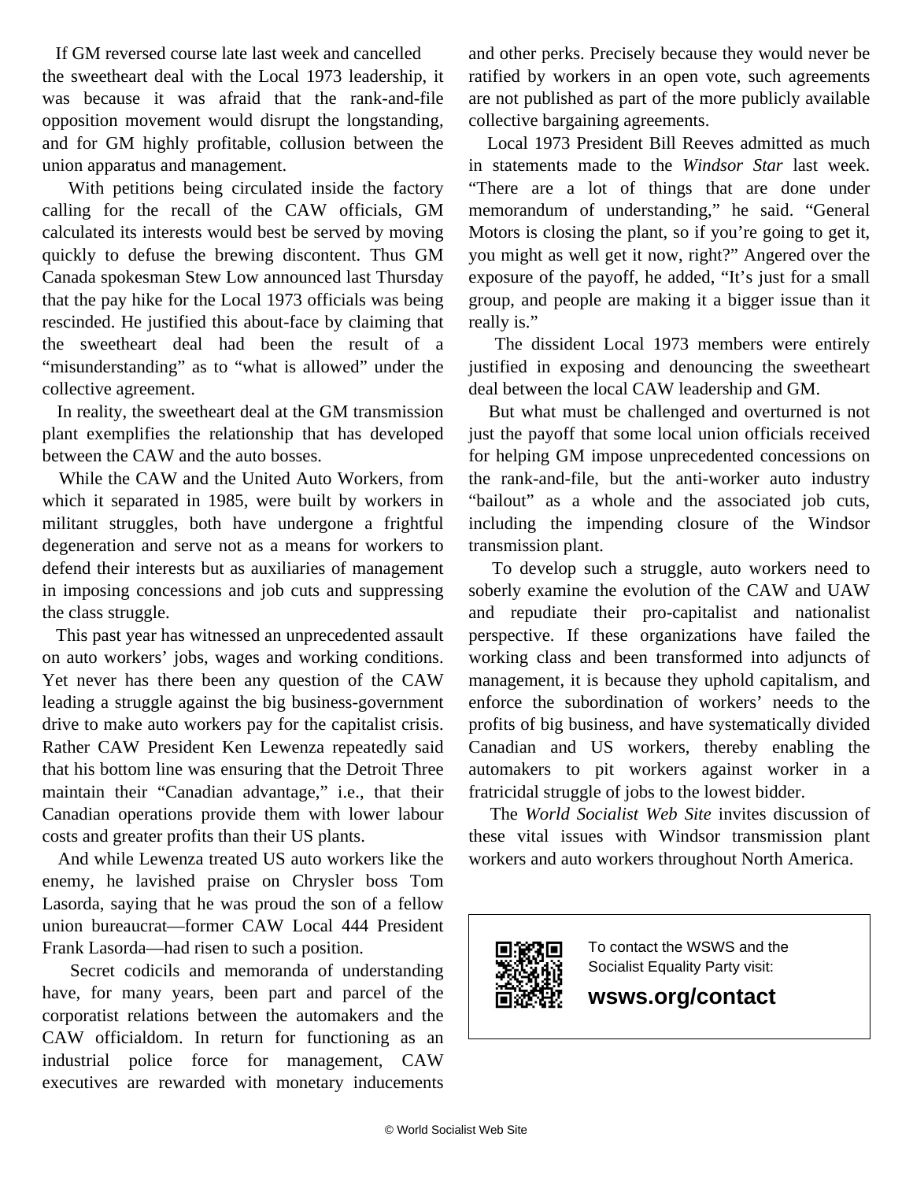If GM reversed course late last week and cancelled the sweetheart deal with the Local 1973 leadership, it was because it was afraid that the rank-and-file opposition movement would disrupt the longstanding, and for GM highly profitable, collusion between the union apparatus and management.

With petitions being circulated inside the factory calling for the recall of the CAW officials, GM calculated its interests would best be served by moving quickly to defuse the brewing discontent. Thus GM Canada spokesman Stew Low announced last Thursday that the pay hike for the Local 1973 officials was being rescinded. He justified this about-face by claiming that the sweetheart deal had been the result of a "misunderstanding" as to "what is allowed" under the collective agreement.

In reality, the sweetheart deal at the GM transmission plant exemplifies the relationship that has developed between the CAW and the auto bosses.

While the CAW and the United Auto Workers, from which it separated in 1985, were built by workers in militant struggles, both have undergone a frightful degeneration and serve not as a means for workers to defend their interests but as auxiliaries of management in imposing concessions and job cuts and suppressing the class struggle.

This past year has witnessed an unprecedented assault on auto workers' jobs, wages and working conditions. Yet never has there been any question of the CAW leading a struggle against the big business-government drive to make auto workers pay for the capitalist crisis. Rather CAW President Ken Lewenza repeatedly said that his bottom line was ensuring that the Detroit Three maintain their "Canadian advantage," i.e., that their Canadian operations provide them with lower labour costs and greater profits than their US plants.

And while Lewenza treated US auto workers like the enemy, he lavished praise on Chrysler boss Tom Lasorda, saying that he was proud the son of a fellow union bureaucrat—former CAW Local 444 President Frank Lasorda—had risen to such a position.

Secret codicils and memoranda of understanding have, for many years, been part and parcel of the corporatist relations between the automakers and the CAW officialdom. In return for functioning as an industrial police force for management, CAW executives are rewarded with monetary inducements and other perks. Precisely because they would never be ratified by workers in an open vote, such agreements are not published as part of the more publicly available collective bargaining agreements.

Local 1973 President Bill Reeves admitted as much in statements made to the *Windsor Star* last week. "There are a lot of things that are done under memorandum of understanding," he said. "General Motors is closing the plant, so if you're going to get it, you might as well get it now, right?" Angered over the exposure of the payoff, he added, "It's just for a small group, and people are making it a bigger issue than it really is."

The dissident Local 1973 members were entirely justified in exposing and denouncing the sweetheart deal between the local CAW leadership and GM.

But what must be challenged and overturned is not just the payoff that some local union officials received for helping GM impose unprecedented concessions on the rank-and-file, but the anti-worker auto industry "bailout" as a whole and the associated job cuts, including the impending closure of the Windsor transmission plant.

To develop such a struggle, auto workers need to soberly examine the evolution of the CAW and UAW and repudiate their pro-capitalist and nationalist perspective. If these organizations have failed the working class and been transformed into adjuncts of management, it is because they uphold capitalism, and enforce the subordination of workers' needs to the profits of big business, and have systematically divided Canadian and US workers, thereby enabling the automakers to pit workers against worker in a fratricidal struggle of jobs to the lowest bidder.

The *World Socialist Web Site* invites discussion of these vital issues with Windsor transmission plant workers and auto workers throughout North America.

To contact the WSWS and the Socialist Equality Party visit:

**wsws.org/contact**